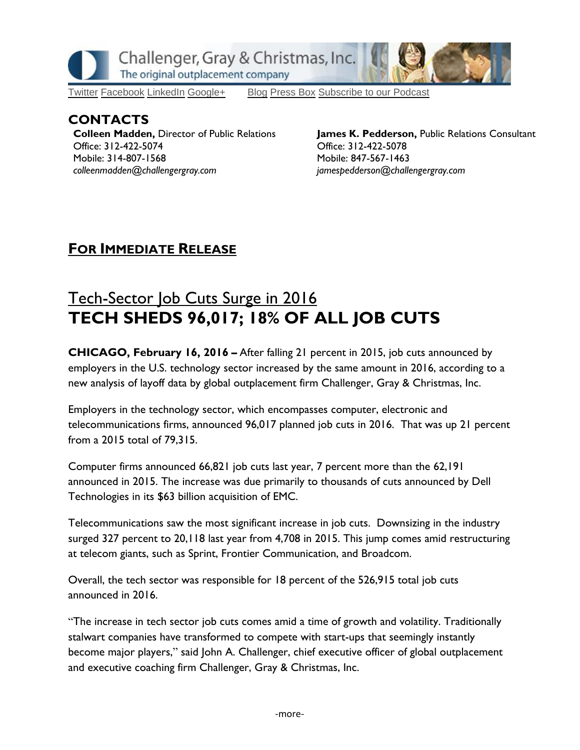Challenger, Gray & Christmas, Inc.
The original outplacement company

Twitter Facebook LinkedIn Google+ Blog Press Box Subscribe to our Podcast

## CONTACTS

**Colleen Madden,** Director of Public Relations
Office: 312-422-5074
Mobile: 314-807-1568
*colleenmadden@challengergray.com*

**James K. Pedderson,** Public Relations Consultant
Office: 312-422-5078
Mobile: 847-567-1463
*jamespedderson@challengergray.com*

## FOR IMMEDIATE RELEASE

# Tech-Sector Job Cuts Surge in 2016
# TECH SHEDS 96,017; 18% OF ALL JOB CUTS

**CHICAGO, February 16, 2016 –** After falling 21 percent in 2015, job cuts announced by employers in the U.S. technology sector increased by the same amount in 2016, according to a new analysis of layoff data by global outplacement firm Challenger, Gray & Christmas, Inc.

Employers in the technology sector, which encompasses computer, electronic and telecommunications firms, announced 96,017 planned job cuts in 2016. That was up 21 percent from a 2015 total of 79,315.

Computer firms announced 66,821 job cuts last year, 7 percent more than the 62,191 announced in 2015. The increase was due primarily to thousands of cuts announced by Dell Technologies in its $63 billion acquisition of EMC.

Telecommunications saw the most significant increase in job cuts. Downsizing in the industry surged 327 percent to 20,118 last year from 4,708 in 2015. This jump comes amid restructuring at telecom giants, such as Sprint, Frontier Communication, and Broadcom.

Overall, the tech sector was responsible for 18 percent of the 526,915 total job cuts announced in 2016.

"The increase in tech sector job cuts comes amid a time of growth and volatility. Traditionally stalwart companies have transformed to compete with start-ups that seemingly instantly become major players," said John A. Challenger, chief executive officer of global outplacement and executive coaching firm Challenger, Gray & Christmas, Inc.

-more-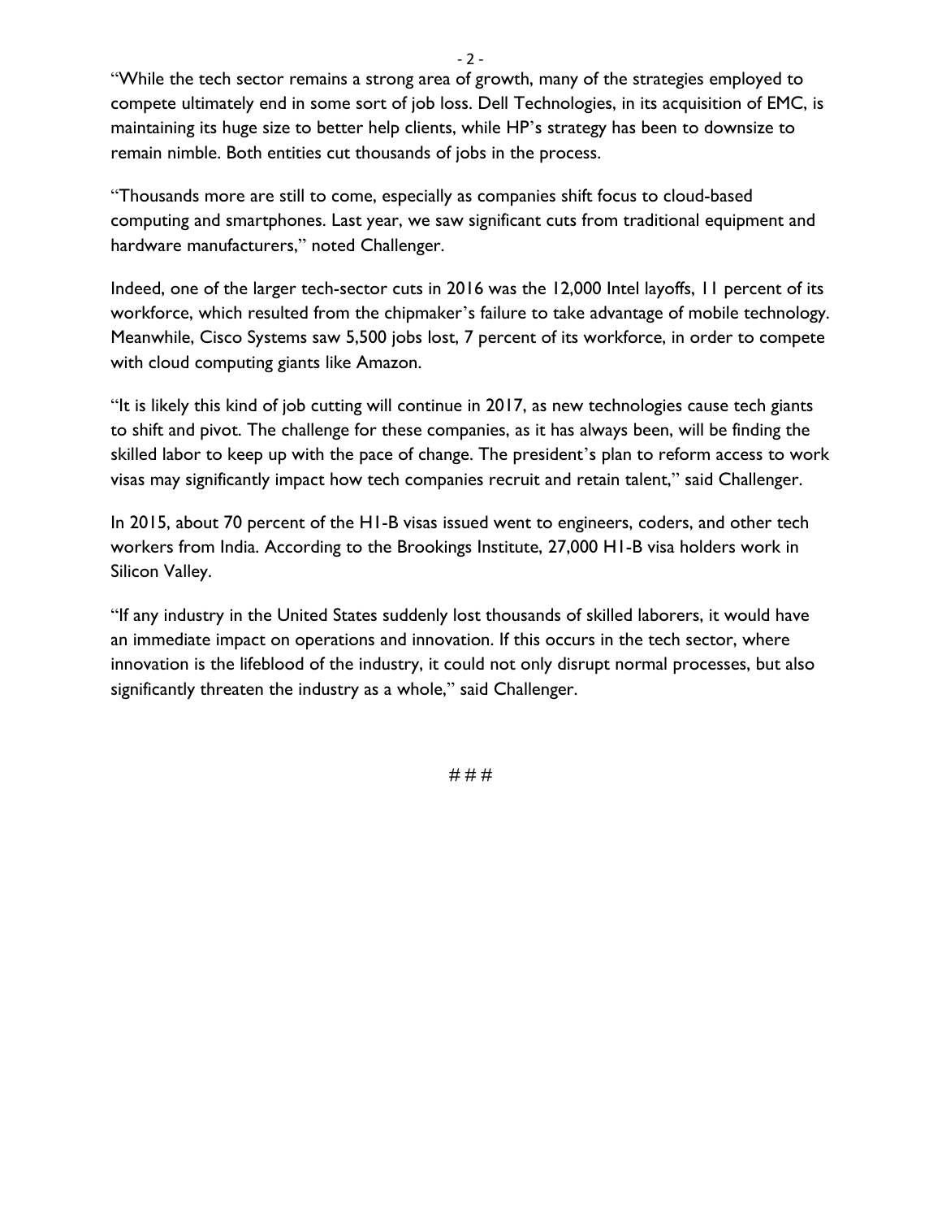"While the tech sector remains a strong area of growth, many of the strategies employed to compete ultimately end in some sort of job loss. Dell Technologies, in its acquisition of EMC, is maintaining its huge size to better help clients, while HP's strategy has been to downsize to remain nimble. Both entities cut thousands of jobs in the process.

"Thousands more are still to come, especially as companies shift focus to cloud-based computing and smartphones. Last year, we saw significant cuts from traditional equipment and hardware manufacturers," noted Challenger.

Indeed, one of the larger tech-sector cuts in 2016 was the 12,000 Intel layoffs, 11 percent of its workforce, which resulted from the chipmaker's failure to take advantage of mobile technology. Meanwhile, Cisco Systems saw 5,500 jobs lost, 7 percent of its workforce, in order to compete with cloud computing giants like Amazon.

"It is likely this kind of job cutting will continue in 2017, as new technologies cause tech giants to shift and pivot. The challenge for these companies, as it has always been, will be finding the skilled labor to keep up with the pace of change. The president's plan to reform access to work visas may significantly impact how tech companies recruit and retain talent," said Challenger.

In 2015, about 70 percent of the H1-B visas issued went to engineers, coders, and other tech workers from India. According to the Brookings Institute, 27,000 H1-B visa holders work in Silicon Valley.

"If any industry in the United States suddenly lost thousands of skilled laborers, it would have an immediate impact on operations and innovation. If this occurs in the tech sector, where innovation is the lifeblood of the industry, it could not only disrupt normal processes, but also significantly threaten the industry as a whole," said Challenger.

# # #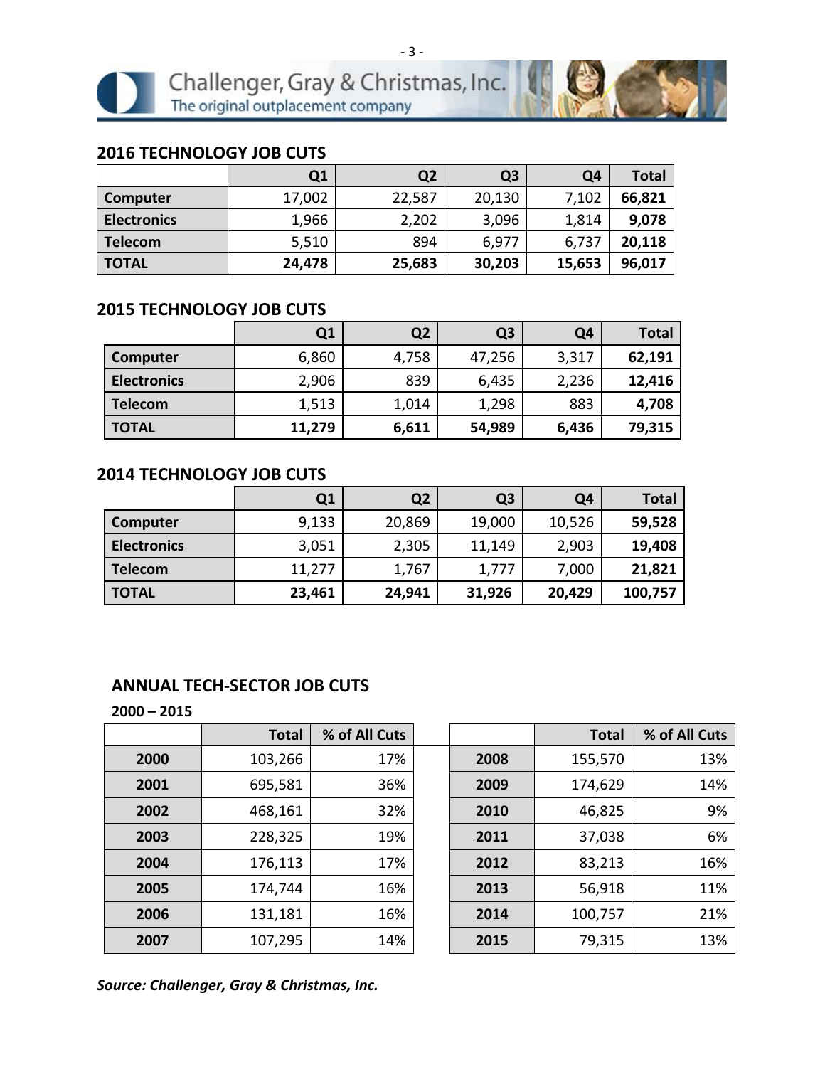## 2016 TECHNOLOGY JOB CUTS

| | Q1 | Q2 | Q3 | Q4 | Total |
|---|---|---|---|---|---|
| **Computer** | 17,002 | 22,587 | 20,130 | 7,102 | **66,821** |
| **Electronics** | 1,966 | 2,202 | 3,096 | 1,814 | **9,078** |
| **Telecom** | 5,510 | 894 | 6,977 | 6,737 | **20,118** |
| **TOTAL** | **24,478** | **25,683** | **30,203** | **15,653** | **96,017** |

## 2015 TECHNOLOGY JOB CUTS

| | Q1 | Q2 | Q3 | Q4 | Total |
|---|---|---|---|---|---|
| **Computer** | 6,860 | 4,758 | 47,256 | 3,317 | **62,191** |
| **Electronics** | 2,906 | 839 | 6,435 | 2,236 | **12,416** |
| **Telecom** | 1,513 | 1,014 | 1,298 | 883 | **4,708** |
| **TOTAL** | **11,279** | **6,611** | **54,989** | **6,436** | **79,315** |

## 2014 TECHNOLOGY JOB CUTS

| | Q1 | Q2 | Q3 | Q4 | Total |
|---|---|---|---|---|---|
| **Computer** | 9,133 | 20,869 | 19,000 | 10,526 | **59,528** |
| **Electronics** | 3,051 | 2,305 | 11,149 | 2,903 | **19,408** |
| **Telecom** | 11,277 | 1,767 | 1,777 | 7,000 | **21,821** |
| **TOTAL** | **23,461** | **24,941** | **31,926** | **20,429** | **100,757** |

## ANNUAL TECH-SECTOR JOB CUTS

**2000 – 2015**

| | Total | % of All Cuts |
|---|---|---|
| **2000** | 103,266 | 17% |
| **2001** | 695,581 | 36% |
| **2002** | 468,161 | 32% |
| **2003** | 228,325 | 19% |
| **2004** | 176,113 | 17% |
| **2005** | 174,744 | 16% |
| **2006** | 131,181 | 16% |
| **2007** | 107,295 | 14% |

| | Total | % of All Cuts |
|---|---|---|
| **2008** | 155,570 | 13% |
| **2009** | 174,629 | 14% |
| **2010** | 46,825 | 9% |
| **2011** | 37,038 | 6% |
| **2012** | 83,213 | 16% |
| **2013** | 56,918 | 11% |
| **2014** | 100,757 | 21% |
| **2015** | 79,315 | 13% |

***Source: Challenger, Gray & Christmas, Inc.***